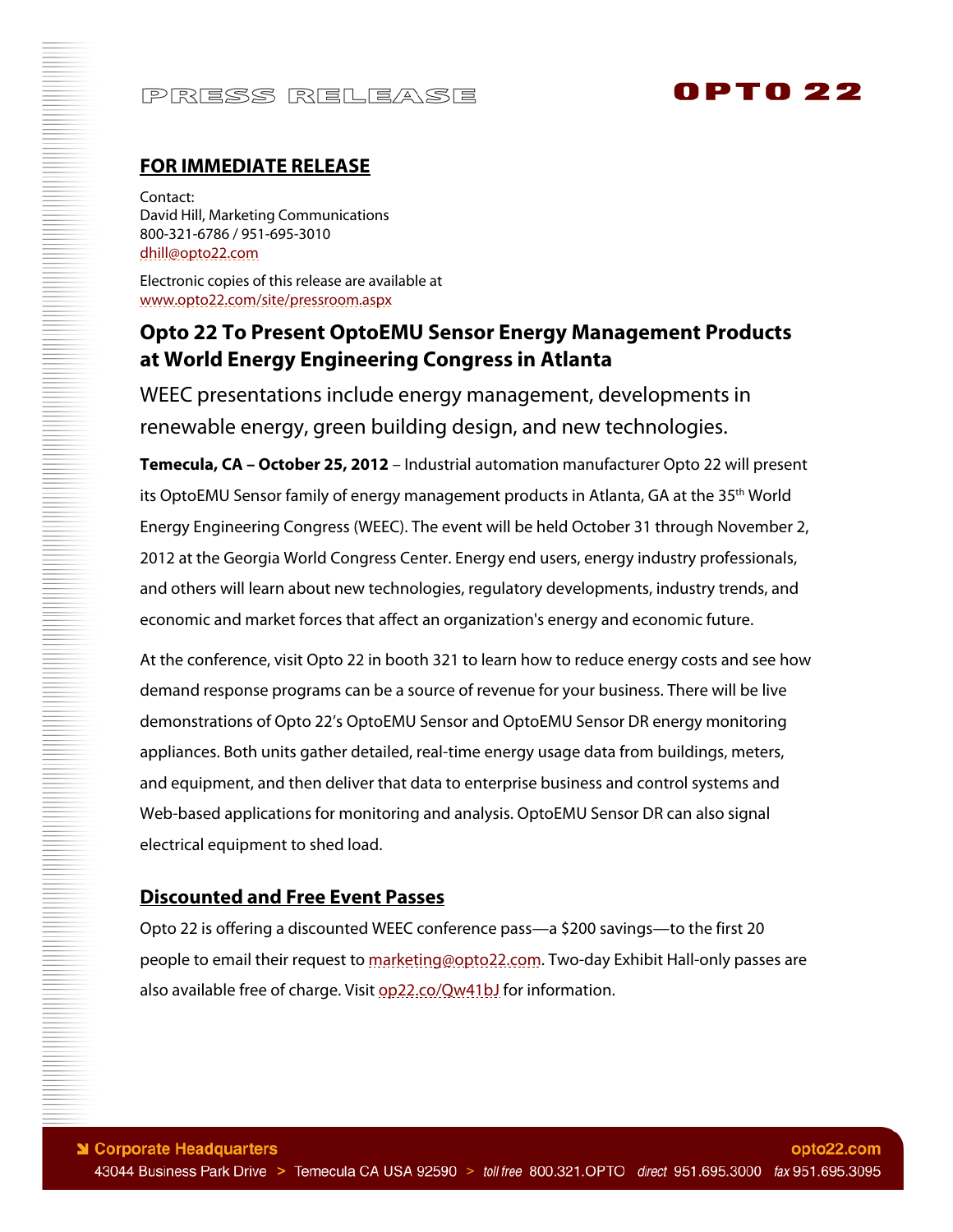PRESS RELEASE

OPTO 22

**FOR IMMEDIATE RELEASE**

Contact:
David Hill, Marketing Communications
800-321-6786 / 951-695-3010
dhill@opto22.com

Electronic copies of this release are available at
www.opto22.com/site/pressroom.aspx

# Opto 22 To Present OptoEMU Sensor Energy Management Products at World Energy Engineering Congress in Atlanta

WEEC presentations include energy management, developments in renewable energy, green building design, and new technologies.

**Temecula, CA – October 25, 2012** – Industrial automation manufacturer Opto 22 will present its OptoEMU Sensor family of energy management products in Atlanta, GA at the 35th World Energy Engineering Congress (WEEC). The event will be held October 31 through November 2, 2012 at the Georgia World Congress Center. Energy end users, energy industry professionals, and others will learn about new technologies, regulatory developments, industry trends, and economic and market forces that affect an organization's energy and economic future.

At the conference, visit Opto 22 in booth 321 to learn how to reduce energy costs and see how demand response programs can be a source of revenue for your business. There will be live demonstrations of Opto 22's OptoEMU Sensor and OptoEMU Sensor DR energy monitoring appliances. Both units gather detailed, real-time energy usage data from buildings, meters, and equipment, and then deliver that data to enterprise business and control systems and Web-based applications for monitoring and analysis. OptoEMU Sensor DR can also signal electrical equipment to shed load.

## Discounted and Free Event Passes

Opto 22 is offering a discounted WEEC conference pass—a $200 savings—to the first 20 people to email their request to marketing@opto22.com. Two-day Exhibit Hall-only passes are also available free of charge. Visit op22.co/Qw41bJ for information.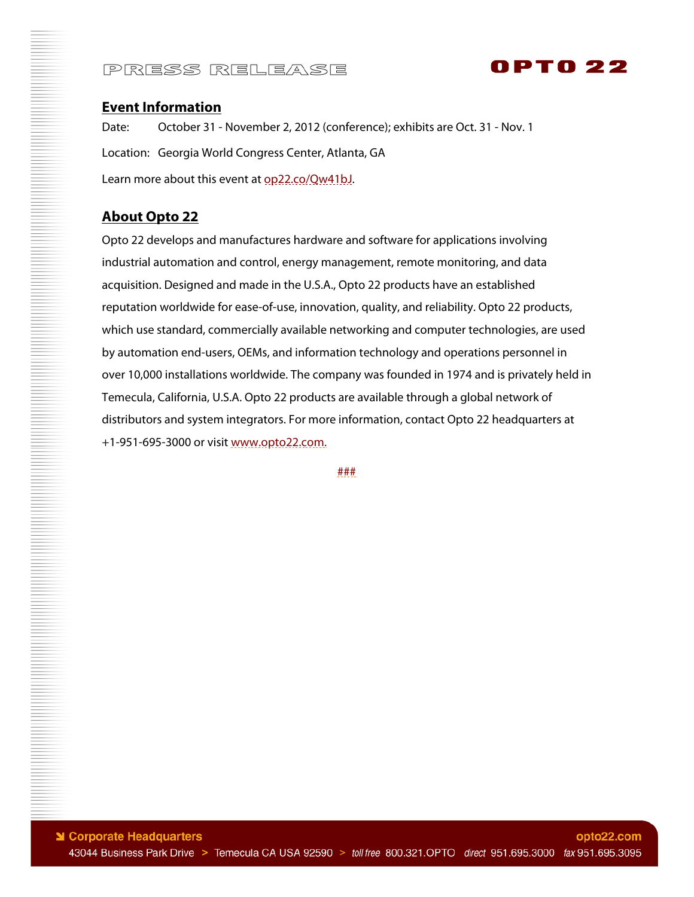## Event Information

Date: October 31 - November 2, 2012 (conference); exhibits are Oct. 31 - Nov. 1

Location: Georgia World Congress Center, Atlanta, GA

Learn more about this event at op22.co/Qw41bJ.

## About Opto 22

Opto 22 develops and manufactures hardware and software for applications involving industrial automation and control, energy management, remote monitoring, and data acquisition. Designed and made in the U.S.A., Opto 22 products have an established reputation worldwide for ease-of-use, innovation, quality, and reliability. Opto 22 products, which use standard, commercially available networking and computer technologies, are used by automation end-users, OEMs, and information technology and operations personnel in over 10,000 installations worldwide. The company was founded in 1974 and is privately held in Temecula, California, U.S.A. Opto 22 products are available through a global network of distributors and system integrators. For more information, contact Opto 22 headquarters at +1-951-695-3000 or visit www.opto22.com.

###